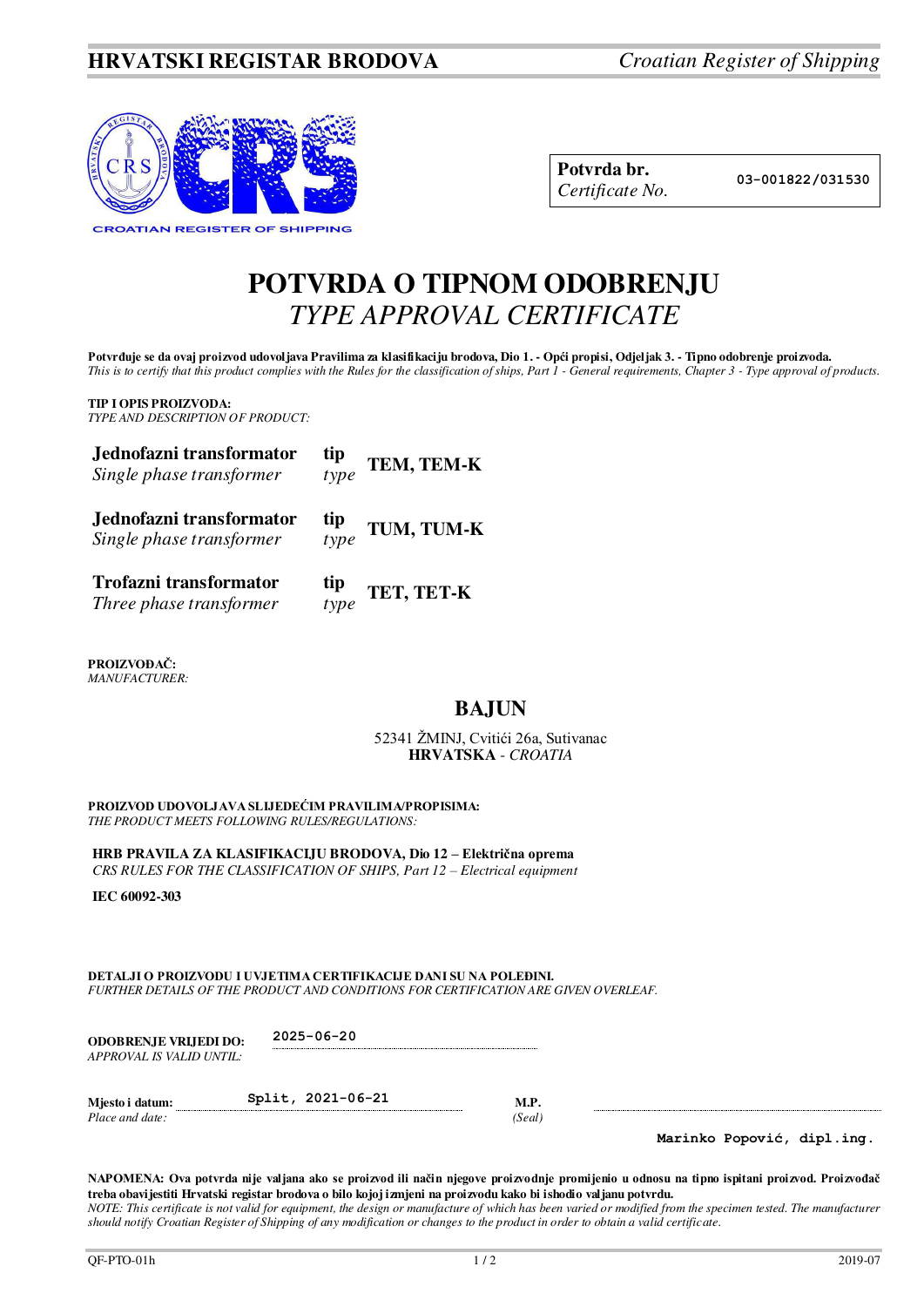HRVATSKI REGISTAR BRODOVA *Croatian Register of Shipping*

CROATIAN REGISTER OF SHIPPING

| **Potvrda br.** *Certificate No.* | 03-001822/031530 |
|---|---|

# POTVRDA O TIPNOM ODOBRENJU
# *TYPE APPROVAL CERTIFICATE*

**Potvrđuje se da ovaj proizvod udovoljava Pravilima za klasifikaciju brodova, Dio 1. - Opći propisi, Odjeljak 3. - Tipno odobrenje proizvoda.**
*This is to certify that this product complies with the Rules for the classification of ships, Part 1 - General requirements, Chapter 3 - Type approval of products.*

**TIP I OPIS PROIZVODA:**
*TYPE AND DESCRIPTION OF PRODUCT:*

| | | |
|---|---|---|
| **Jednofazni transformator** *Single phase transformer* | **tip** *type* | **TEM, TEM-K** |
| **Jednofazni transformator** *Single phase transformer* | **tip** *type* | **TUM, TUM-K** |
| **Trofazni transformator** *Three phase transformer* | **tip** *type* | **TET, TET-K** |

**PROIZVOĐAČ:**
*MANUFACTURER:*

## BAJUN

52341 ŽMINJ, Cvitići 26a, Sutivanac
**HRVATSKA** - *CROATIA*

**PROIZVOD UDOVOLJAVA SLIJEDEĆIM PRAVILIMA/PROPISIMA:**
*THE PRODUCT MEETS FOLLOWING RULES/REGULATIONS:*

**HRB PRAVILA ZA KLASIFIKACIJU BRODOVA, Dio 12 – Električna oprema**
*CRS RULES FOR THE CLASSIFICATION OF SHIPS, Part 12 – Electrical equipment*

**IEC 60092-303**

**DETALJI O PROIZVODU I UVJETIMA CERTIFIKACIJE DANI SU NA POLEĐINI.**
*FURTHER DETAILS OF THE PRODUCT AND CONDITIONS FOR CERTIFICATION ARE GIVEN OVERLEAF.*

**ODOBRENJE VRIJEDI DO:** *APPROVAL IS VALID UNTIL:* 2025-06-20

**Mjesto i datum:** *Place and date:* Split, 2021-06-21

**M.P.** *(Seal)*

Marinko Popović, dipl.ing.

**NAPOMENA: Ova potvrda nije valjana ako se proizvod ili način njegove proizvodnje promijenio u odnosu na tipno ispitani proizvod. Proizvođač treba obavijestiti Hrvatski registar brodova o bilo kojoj izmjeni na proizvodu kako bi ishodio valjanu potvrdu.**
*NOTE: This certificate is not valid for equipment, the design or manufacture of which has been varied or modified from the specimen tested. The manufacturer should notify Croatian Register of Shipping of any modification or changes to the product in order to obtain a valid certificate.*

QF-PTO-01h 2019-07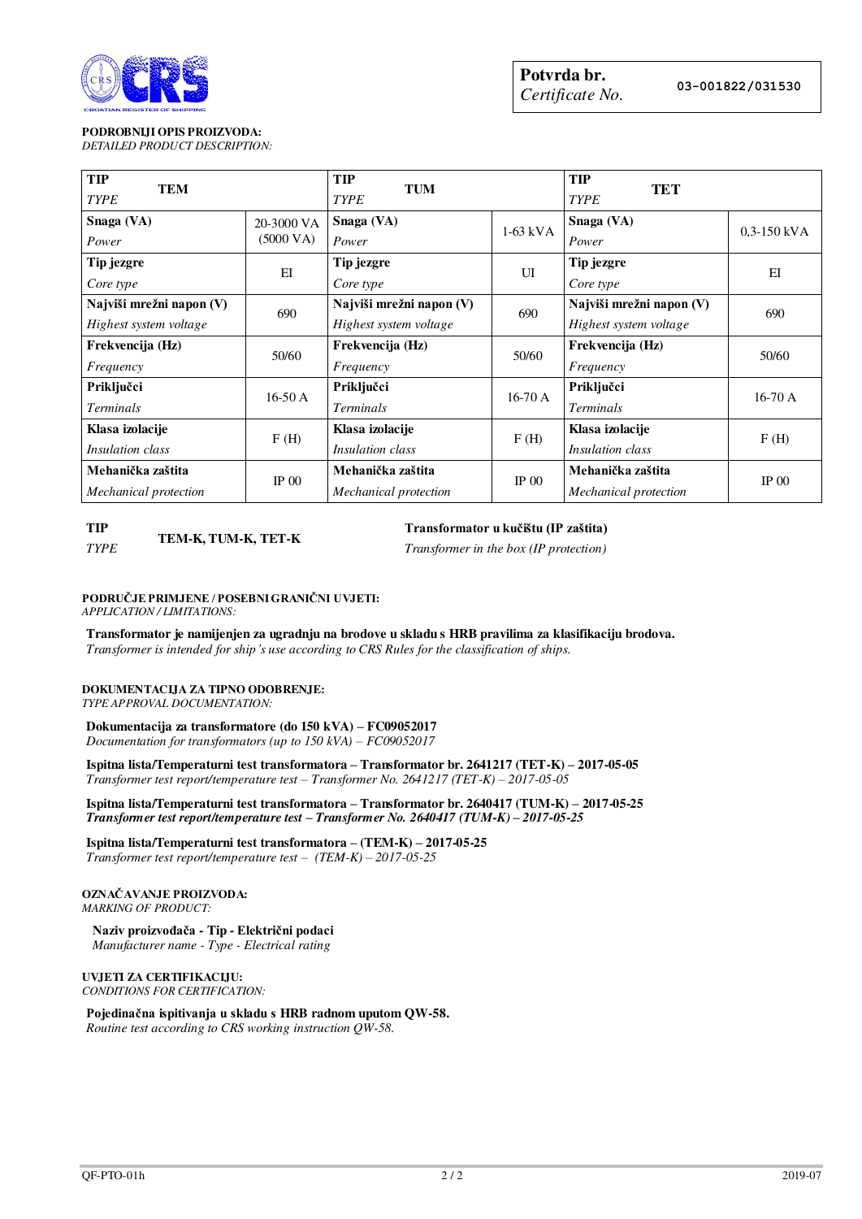**Potvrda br.** *Certificate No.* 03-001822/031530

**PODROBNIJI OPIS PROIZVODA:**
*DETAILED PRODUCT DESCRIPTION:*

| **TIP** *TYPE* **TEM** | | **TIP** *TYPE* **TUM** | | **TIP** *TYPE* **TET** | |
|---|---|---|---|---|---|
| **Snaga (VA)** *Power* | 20-3000 VA (5000 VA) | **Snaga (VA)** *Power* | 1-63 kVA | **Snaga (VA)** *Power* | 0,3-150 kVA |
| **Tip jezgre** *Core type* | EI | **Tip jezgre** *Core type* | UI | **Tip jezgre** *Core type* | EI |
| **Najviši mrežni napon (V)** *Highest system voltage* | 690 | **Najviši mrežni napon (V)** *Highest system voltage* | 690 | **Najviši mrežni napon (V)** *Highest system voltage* | 690 |
| **Frekvencija (Hz)** *Frequency* | 50/60 | **Frekvencija (Hz)** *Frequency* | 50/60 | **Frekvencija (Hz)** *Frequency* | 50/60 |
| **Priključci** *Terminals* | 16-50 A | **Priključci** *Terminals* | 16-70 A | **Priključci** *Terminals* | 16-70 A |
| **Klasa izolacije** *Insulation class* | F (H) | **Klasa izolacije** *Insulation class* | F (H) | **Klasa izolacije** *Insulation class* | F (H) |
| **Mehanička zaštita** *Mechanical protection* | IP 00 | **Mehanička zaštita** *Mechanical protection* | IP 00 | **Mehanička zaštita** *Mechanical protection* | IP 00 |

**TIP** *TYPE* **TEM-K, TUM-K, TET-K** — **Transformator u kučištu (IP zaštita)** *Transformer in the box (IP protection)*

**PODRUČJE PRIMJENE / POSEBNI GRANIČNI UVJETI:**
*APPLICATION / LIMITATIONS:*

**Transformator je namijenjen za ugradnju na brodove u skladu s HRB pravilima za klasifikaciju brodova.**
*Transformer is intended for ship's use according to CRS Rules for the classification of ships.*

**DOKUMENTACIJA ZA TIPNO ODOBRENJE:**
*TYPE APPROVAL DOCUMENTATION:*

**Dokumentacija za transformatore (do 150 kVA) – FC09052017**
*Documentation for transformators (up to 150 kVA) – FC09052017*

**Ispitna lista/Temperaturni test transformatora – Transformator br. 2641217 (TET-K) – 2017-05-05**
*Transformer test report/temperature test – Transformer No. 2641217 (TET-K) – 2017-05-05*

**Ispitna lista/Temperaturni test transformatora – Transformator br. 2640417 (TUM-K) – 2017-05-25**
***Transformer test report/temperature test – Transformer No. 2640417 (TUM-K) – 2017-05-25***

**Ispitna lista/Temperaturni test transformatora – (TEM-K) – 2017-05-25**
*Transformer test report/temperature test – (TEM-K) – 2017-05-25*

**OZNAČAVANJE PROIZVODA:**
*MARKING OF PRODUCT:*

**Naziv proizvođača - Tip - Električni podaci**
*Manufacturer name - Type - Electrical rating*

**UVJETI ZA CERTIFIKACIJU:**
*CONDITIONS FOR CERTIFICATION:*

**Pojedinačna ispitivanja u skladu s HRB radnom uputom QW-58.**
*Routine test according to CRS working instruction QW-58.*